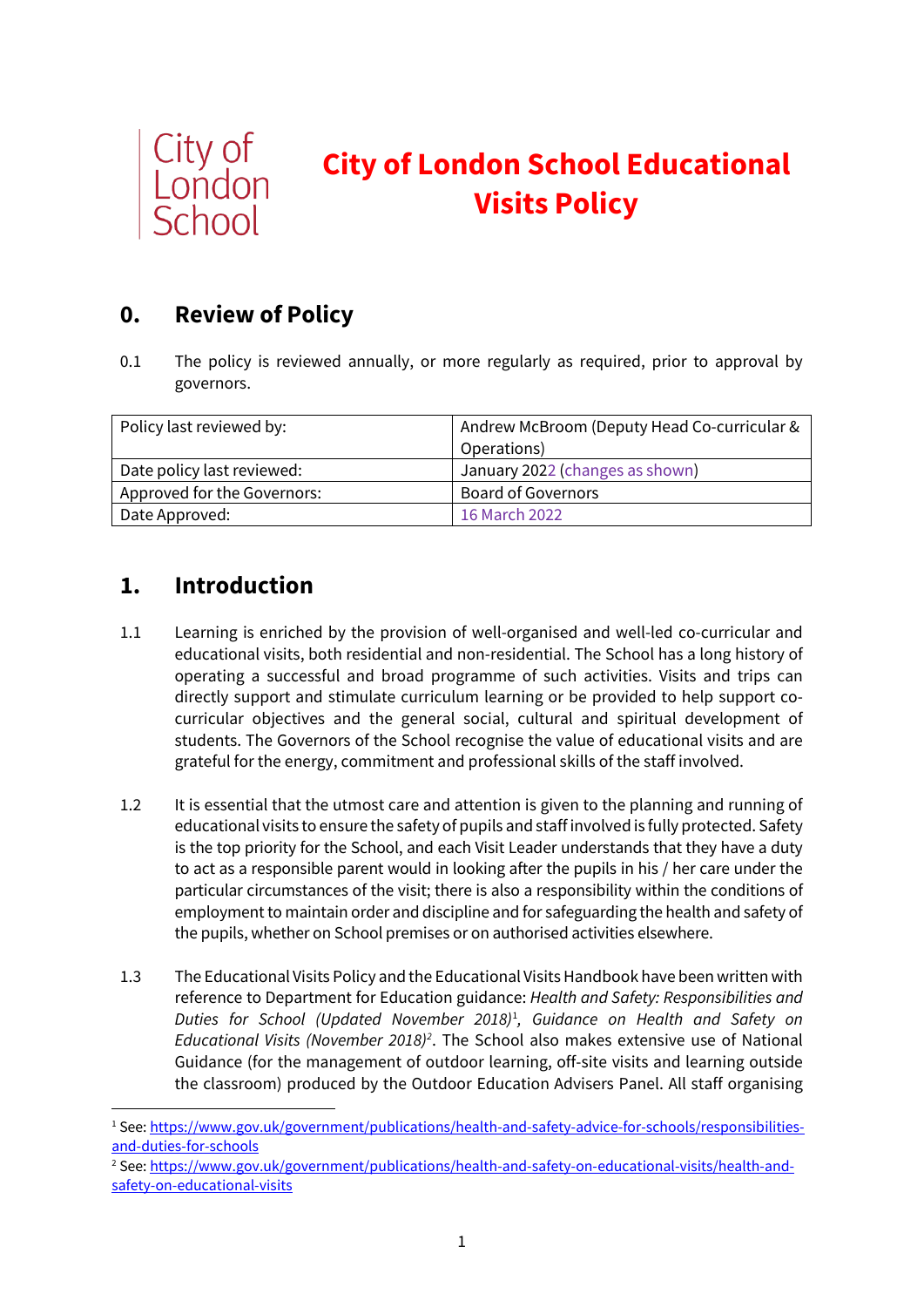City of London School

# City of London School Educational Visits Policy

## 0. Review of Policy

0.1 The policy is reviewed annually, or more regularly as required, prior to approval by governors.

| | |
|---|---|
| Policy last reviewed by: | Andrew McBroom (Deputy Head Co-curricular & Operations) |
| Date policy last reviewed: | January 2022 (changes as shown) |
| Approved for the Governors: | Board of Governors |
| Date Approved: | 16 March 2022 |

## 1. Introduction

1.1 Learning is enriched by the provision of well-organised and well-led co-curricular and educational visits, both residential and non-residential. The School has a long history of operating a successful and broad programme of such activities. Visits and trips can directly support and stimulate curriculum learning or be provided to help support co-curricular objectives and the general social, cultural and spiritual development of students. The Governors of the School recognise the value of educational visits and are grateful for the energy, commitment and professional skills of the staff involved.

1.2 It is essential that the utmost care and attention is given to the planning and running of educational visits to ensure the safety of pupils and staff involved is fully protected. Safety is the top priority for the School, and each Visit Leader understands that they have a duty to act as a responsible parent would in looking after the pupils in his / her care under the particular circumstances of the visit; there is also a responsibility within the conditions of employment to maintain order and discipline and for safeguarding the health and safety of the pupils, whether on School premises or on authorised activities elsewhere.

1.3 The Educational Visits Policy and the Educational Visits Handbook have been written with reference to Department for Education guidance: *Health and Safety: Responsibilities and Duties for School (Updated November 2018)*[1], *Guidance on Health and Safety on Educational Visits (November 2018)*[2]. The School also makes extensive use of National Guidance (for the management of outdoor learning, off-site visits and learning outside the classroom) produced by the Outdoor Education Advisers Panel. All staff organising

[1] See: https://www.gov.uk/government/publications/health-and-safety-advice-for-schools/responsibilities-and-duties-for-schools

[2] See: https://www.gov.uk/government/publications/health-and-safety-on-educational-visits/health-and-safety-on-educational-visits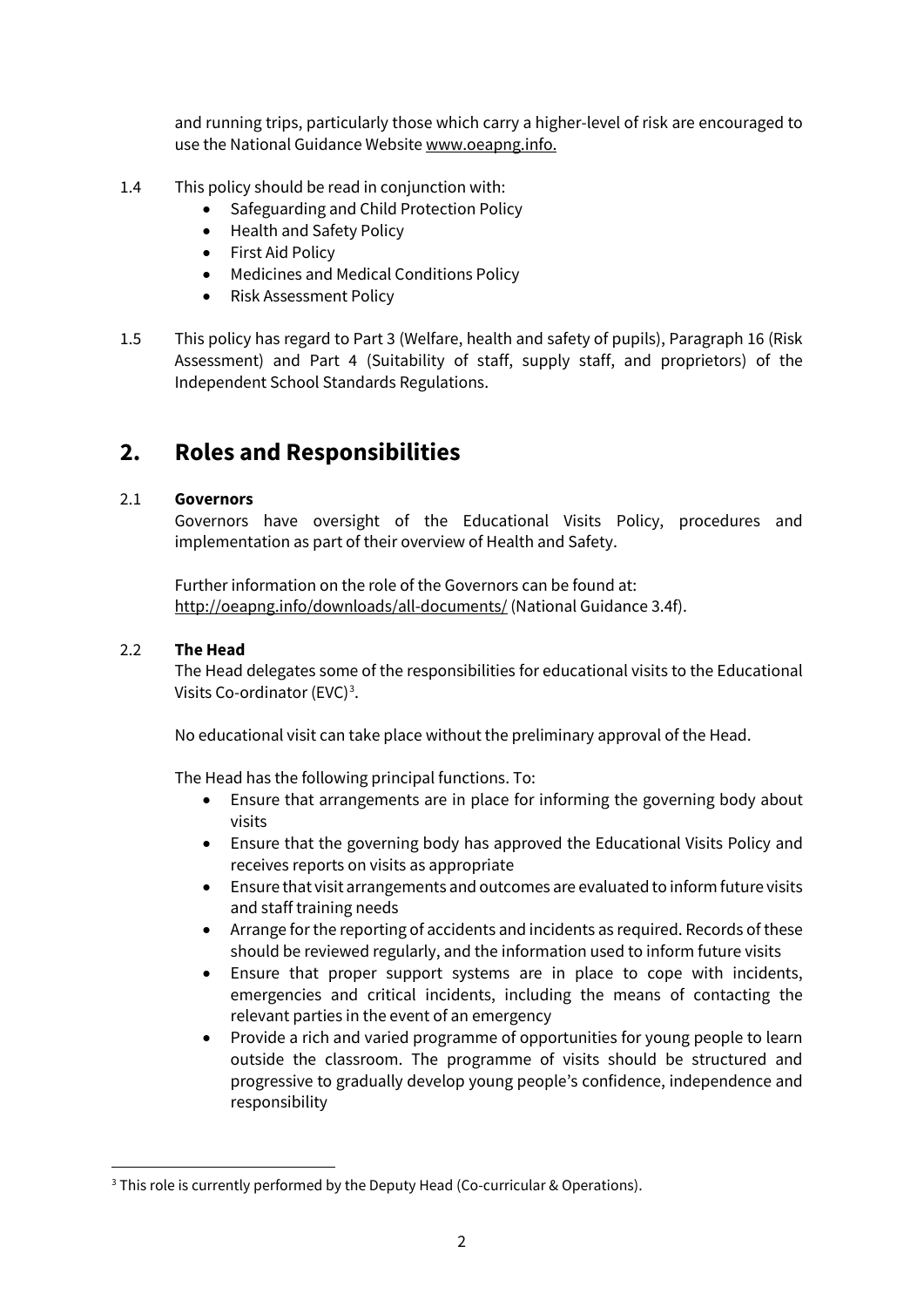and running trips, particularly those which carry a higher-level of risk are encouraged to use the National Guidance Website www.oeapng.info.

1.4 This policy should be read in conjunction with:

- Safeguarding and Child Protection Policy
- Health and Safety Policy
- First Aid Policy
- Medicines and Medical Conditions Policy
- Risk Assessment Policy

1.5 This policy has regard to Part 3 (Welfare, health and safety of pupils), Paragraph 16 (Risk Assessment) and Part 4 (Suitability of staff, supply staff, and proprietors) of the Independent School Standards Regulations.

## 2. Roles and Responsibilities

2.1 **Governors**

Governors have oversight of the Educational Visits Policy, procedures and implementation as part of their overview of Health and Safety.

Further information on the role of the Governors can be found at: http://oeapng.info/downloads/all-documents/ (National Guidance 3.4f).

2.2 **The Head**

The Head delegates some of the responsibilities for educational visits to the Educational Visits Co-ordinator (EVC)[3].

No educational visit can take place without the preliminary approval of the Head.

The Head has the following principal functions. To:

- Ensure that arrangements are in place for informing the governing body about visits
- Ensure that the governing body has approved the Educational Visits Policy and receives reports on visits as appropriate
- Ensure that visit arrangements and outcomes are evaluated to inform future visits and staff training needs
- Arrange for the reporting of accidents and incidents as required. Records of these should be reviewed regularly, and the information used to inform future visits
- Ensure that proper support systems are in place to cope with incidents, emergencies and critical incidents, including the means of contacting the relevant parties in the event of an emergency
- Provide a rich and varied programme of opportunities for young people to learn outside the classroom. The programme of visits should be structured and progressive to gradually develop young people's confidence, independence and responsibility

[3] This role is currently performed by the Deputy Head (Co-curricular & Operations).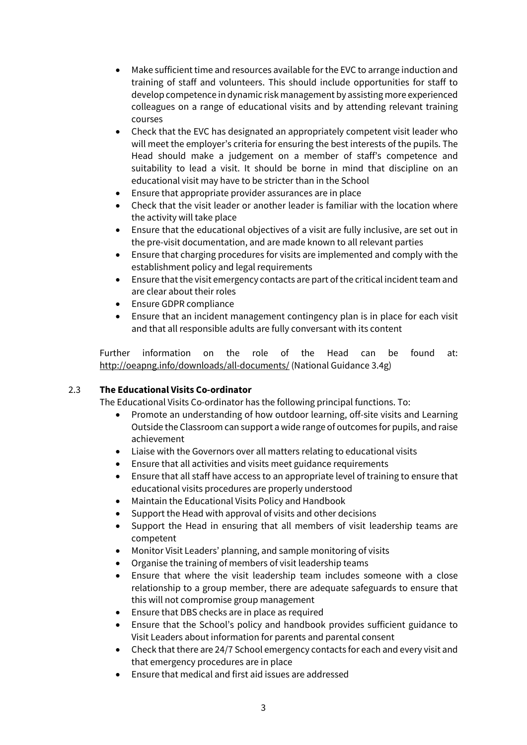- Make sufficient time and resources available for the EVC to arrange induction and training of staff and volunteers. This should include opportunities for staff to develop competence in dynamic risk management by assisting more experienced colleagues on a range of educational visits and by attending relevant training courses
- Check that the EVC has designated an appropriately competent visit leader who will meet the employer's criteria for ensuring the best interests of the pupils. The Head should make a judgement on a member of staff's competence and suitability to lead a visit. It should be borne in mind that discipline on an educational visit may have to be stricter than in the School
- Ensure that appropriate provider assurances are in place
- Check that the visit leader or another leader is familiar with the location where the activity will take place
- Ensure that the educational objectives of a visit are fully inclusive, are set out in the pre-visit documentation, and are made known to all relevant parties
- Ensure that charging procedures for visits are implemented and comply with the establishment policy and legal requirements
- Ensure that the visit emergency contacts are part of the critical incident team and are clear about their roles
- Ensure GDPR compliance
- Ensure that an incident management contingency plan is in place for each visit and that all responsible adults are fully conversant with its content

Further information on the role of the Head can be found at: http://oeapng.info/downloads/all-documents/ (National Guidance 3.4g)

### 2.3 The Educational Visits Co-ordinator

The Educational Visits Co-ordinator has the following principal functions. To:

- Promote an understanding of how outdoor learning, off-site visits and Learning Outside the Classroom can support a wide range of outcomes for pupils, and raise achievement
- Liaise with the Governors over all matters relating to educational visits
- Ensure that all activities and visits meet guidance requirements
- Ensure that all staff have access to an appropriate level of training to ensure that educational visits procedures are properly understood
- Maintain the Educational Visits Policy and Handbook
- Support the Head with approval of visits and other decisions
- Support the Head in ensuring that all members of visit leadership teams are competent
- Monitor Visit Leaders' planning, and sample monitoring of visits
- Organise the training of members of visit leadership teams
- Ensure that where the visit leadership team includes someone with a close relationship to a group member, there are adequate safeguards to ensure that this will not compromise group management
- Ensure that DBS checks are in place as required
- Ensure that the School's policy and handbook provides sufficient guidance to Visit Leaders about information for parents and parental consent
- Check that there are 24/7 School emergency contacts for each and every visit and that emergency procedures are in place
- Ensure that medical and first aid issues are addressed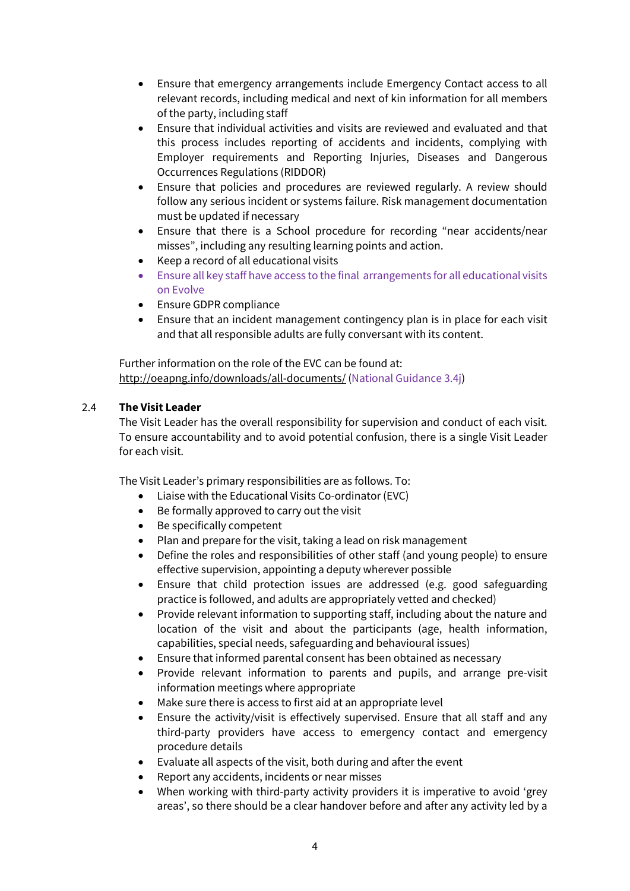- Ensure that emergency arrangements include Emergency Contact access to all relevant records, including medical and next of kin information for all members of the party, including staff
- Ensure that individual activities and visits are reviewed and evaluated and that this process includes reporting of accidents and incidents, complying with Employer requirements and Reporting Injuries, Diseases and Dangerous Occurrences Regulations (RIDDOR)
- Ensure that policies and procedures are reviewed regularly. A review should follow any serious incident or systems failure. Risk management documentation must be updated if necessary
- Ensure that there is a School procedure for recording "near accidents/near misses", including any resulting learning points and action.
- Keep a record of all educational visits
- Ensure all key staff have access to the final arrangements for all educational visits on Evolve
- Ensure GDPR compliance
- Ensure that an incident management contingency plan is in place for each visit and that all responsible adults are fully conversant with its content.

Further information on the role of the EVC can be found at: http://oeapng.info/downloads/all-documents/ (National Guidance 3.4j)

### 2.4 The Visit Leader

The Visit Leader has the overall responsibility for supervision and conduct of each visit. To ensure accountability and to avoid potential confusion, there is a single Visit Leader for each visit.

The Visit Leader's primary responsibilities are as follows. To:

- Liaise with the Educational Visits Co-ordinator (EVC)
- Be formally approved to carry out the visit
- Be specifically competent
- Plan and prepare for the visit, taking a lead on risk management
- Define the roles and responsibilities of other staff (and young people) to ensure effective supervision, appointing a deputy wherever possible
- Ensure that child protection issues are addressed (e.g. good safeguarding practice is followed, and adults are appropriately vetted and checked)
- Provide relevant information to supporting staff, including about the nature and location of the visit and about the participants (age, health information, capabilities, special needs, safeguarding and behavioural issues)
- Ensure that informed parental consent has been obtained as necessary
- Provide relevant information to parents and pupils, and arrange pre-visit information meetings where appropriate
- Make sure there is access to first aid at an appropriate level
- Ensure the activity/visit is effectively supervised. Ensure that all staff and any third-party providers have access to emergency contact and emergency procedure details
- Evaluate all aspects of the visit, both during and after the event
- Report any accidents, incidents or near misses
- When working with third-party activity providers it is imperative to avoid 'grey areas', so there should be a clear handover before and after any activity led by a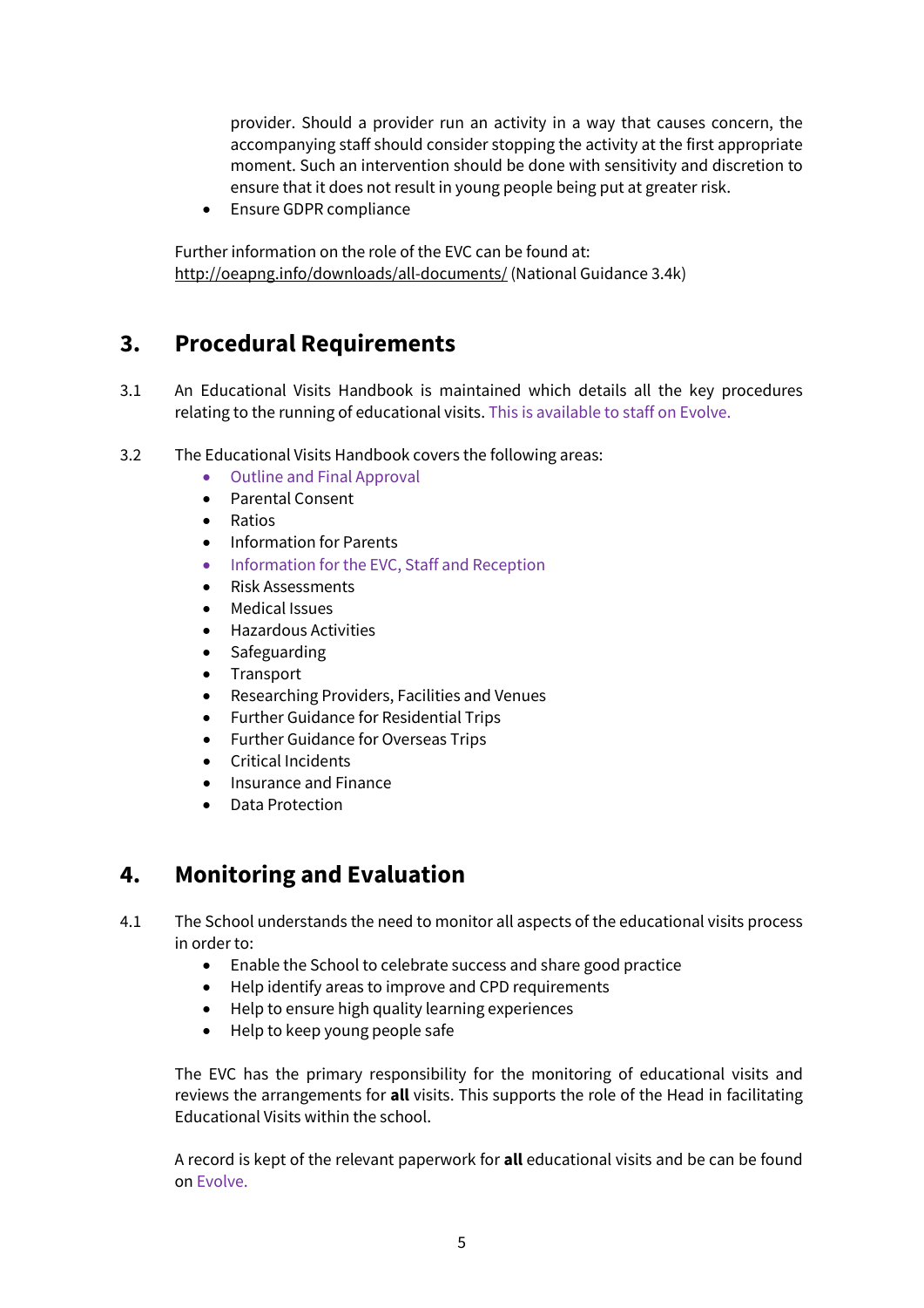provider. Should a provider run an activity in a way that causes concern, the accompanying staff should consider stopping the activity at the first appropriate moment. Such an intervention should be done with sensitivity and discretion to ensure that it does not result in young people being put at greater risk.

- Ensure GDPR compliance

Further information on the role of the EVC can be found at: http://oeapng.info/downloads/all-documents/ (National Guidance 3.4k)

## 3. Procedural Requirements

3.1 An Educational Visits Handbook is maintained which details all the key procedures relating to the running of educational visits. This is available to staff on Evolve.

3.2 The Educational Visits Handbook covers the following areas:

- Outline and Final Approval
- Parental Consent
- Ratios
- Information for Parents
- Information for the EVC, Staff and Reception
- Risk Assessments
- Medical Issues
- Hazardous Activities
- Safeguarding
- Transport
- Researching Providers, Facilities and Venues
- Further Guidance for Residential Trips
- Further Guidance for Overseas Trips
- Critical Incidents
- Insurance and Finance
- Data Protection

## 4. Monitoring and Evaluation

4.1 The School understands the need to monitor all aspects of the educational visits process in order to:

- Enable the School to celebrate success and share good practice
- Help identify areas to improve and CPD requirements
- Help to ensure high quality learning experiences
- Help to keep young people safe

The EVC has the primary responsibility for the monitoring of educational visits and reviews the arrangements for **all** visits. This supports the role of the Head in facilitating Educational Visits within the school.

A record is kept of the relevant paperwork for **all** educational visits and be can be found on Evolve.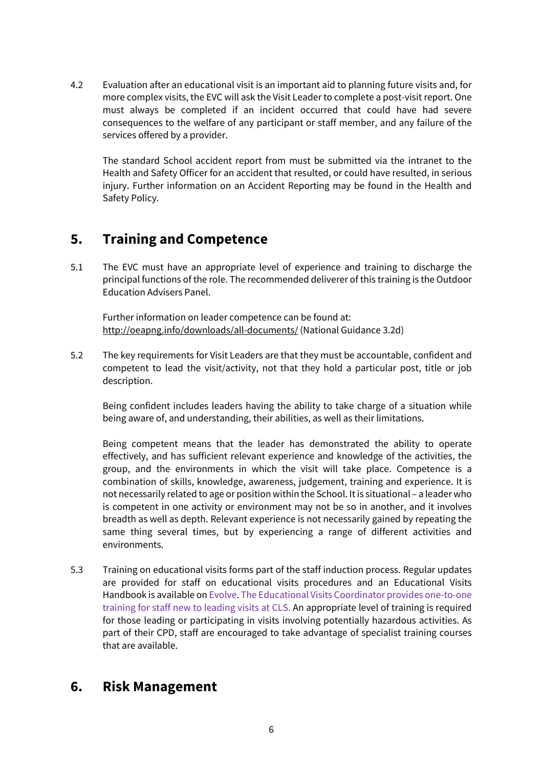4.2 Evaluation after an educational visit is an important aid to planning future visits and, for more complex visits, the EVC will ask the Visit Leader to complete a post-visit report. One must always be completed if an incident occurred that could have had severe consequences to the welfare of any participant or staff member, and any failure of the services offered by a provider.

The standard School accident report from must be submitted via the intranet to the Health and Safety Officer for an accident that resulted, or could have resulted, in serious injury. Further information on an Accident Reporting may be found in the Health and Safety Policy.

## 5. Training and Competence

5.1 The EVC must have an appropriate level of experience and training to discharge the principal functions of the role. The recommended deliverer of this training is the Outdoor Education Advisers Panel.

Further information on leader competence can be found at:
http://oeapng.info/downloads/all-documents/ (National Guidance 3.2d)

5.2 The key requirements for Visit Leaders are that they must be accountable, confident and competent to lead the visit/activity, not that they hold a particular post, title or job description.

Being confident includes leaders having the ability to take charge of a situation while being aware of, and understanding, their abilities, as well as their limitations.

Being competent means that the leader has demonstrated the ability to operate effectively, and has sufficient relevant experience and knowledge of the activities, the group, and the environments in which the visit will take place. Competence is a combination of skills, knowledge, awareness, judgement, training and experience. It is not necessarily related to age or position within the School. It is situational – a leader who is competent in one activity or environment may not be so in another, and it involves breadth as well as depth. Relevant experience is not necessarily gained by repeating the same thing several times, but by experiencing a range of different activities and environments.

5.3 Training on educational visits forms part of the staff induction process. Regular updates are provided for staff on educational visits procedures and an Educational Visits Handbook is available on Evolve. The Educational Visits Coordinator provides one-to-one training for staff new to leading visits at CLS. An appropriate level of training is required for those leading or participating in visits involving potentially hazardous activities. As part of their CPD, staff are encouraged to take advantage of specialist training courses that are available.

## 6. Risk Management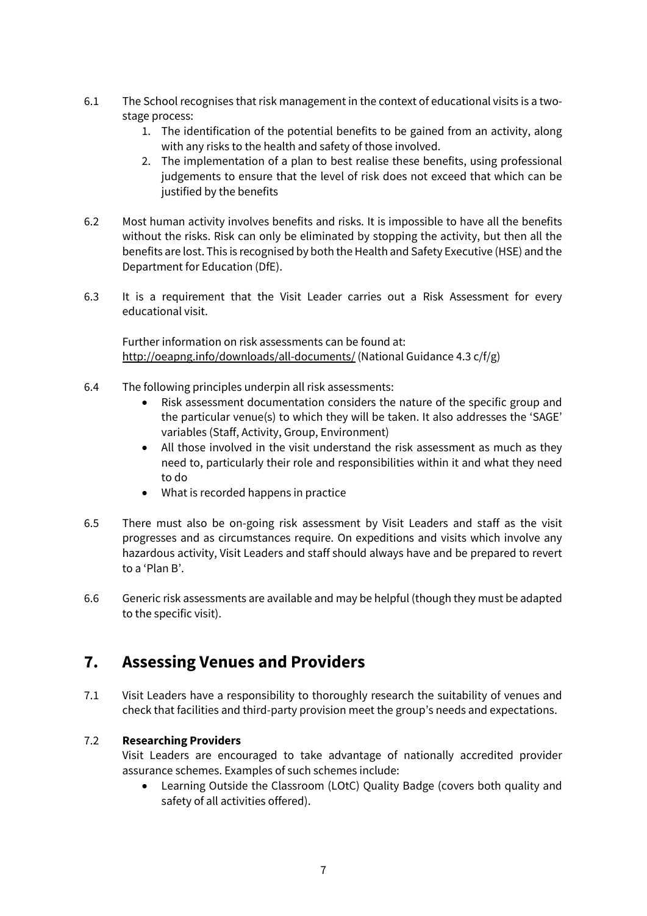6.1 The School recognises that risk management in the context of educational visits is a two-stage process:

1. The identification of the potential benefits to be gained from an activity, along with any risks to the health and safety of those involved.
2. The implementation of a plan to best realise these benefits, using professional judgements to ensure that the level of risk does not exceed that which can be justified by the benefits

6.2 Most human activity involves benefits and risks. It is impossible to have all the benefits without the risks. Risk can only be eliminated by stopping the activity, but then all the benefits are lost. This is recognised by both the Health and Safety Executive (HSE) and the Department for Education (DfE).

6.3 It is a requirement that the Visit Leader carries out a Risk Assessment for every educational visit.

Further information on risk assessments can be found at: http://oeapng.info/downloads/all-documents/ (National Guidance 4.3 c/f/g)

6.4 The following principles underpin all risk assessments:

- Risk assessment documentation considers the nature of the specific group and the particular venue(s) to which they will be taken. It also addresses the 'SAGE' variables (Staff, Activity, Group, Environment)
- All those involved in the visit understand the risk assessment as much as they need to, particularly their role and responsibilities within it and what they need to do
- What is recorded happens in practice

6.5 There must also be on-going risk assessment by Visit Leaders and staff as the visit progresses and as circumstances require. On expeditions and visits which involve any hazardous activity, Visit Leaders and staff should always have and be prepared to revert to a 'Plan B'.

6.6 Generic risk assessments are available and may be helpful (though they must be adapted to the specific visit).

## 7. Assessing Venues and Providers

7.1 Visit Leaders have a responsibility to thoroughly research the suitability of venues and check that facilities and third-party provision meet the group's needs and expectations.

7.2 **Researching Providers**

Visit Leaders are encouraged to take advantage of nationally accredited provider assurance schemes. Examples of such schemes include:

- Learning Outside the Classroom (LOtC) Quality Badge (covers both quality and safety of all activities offered).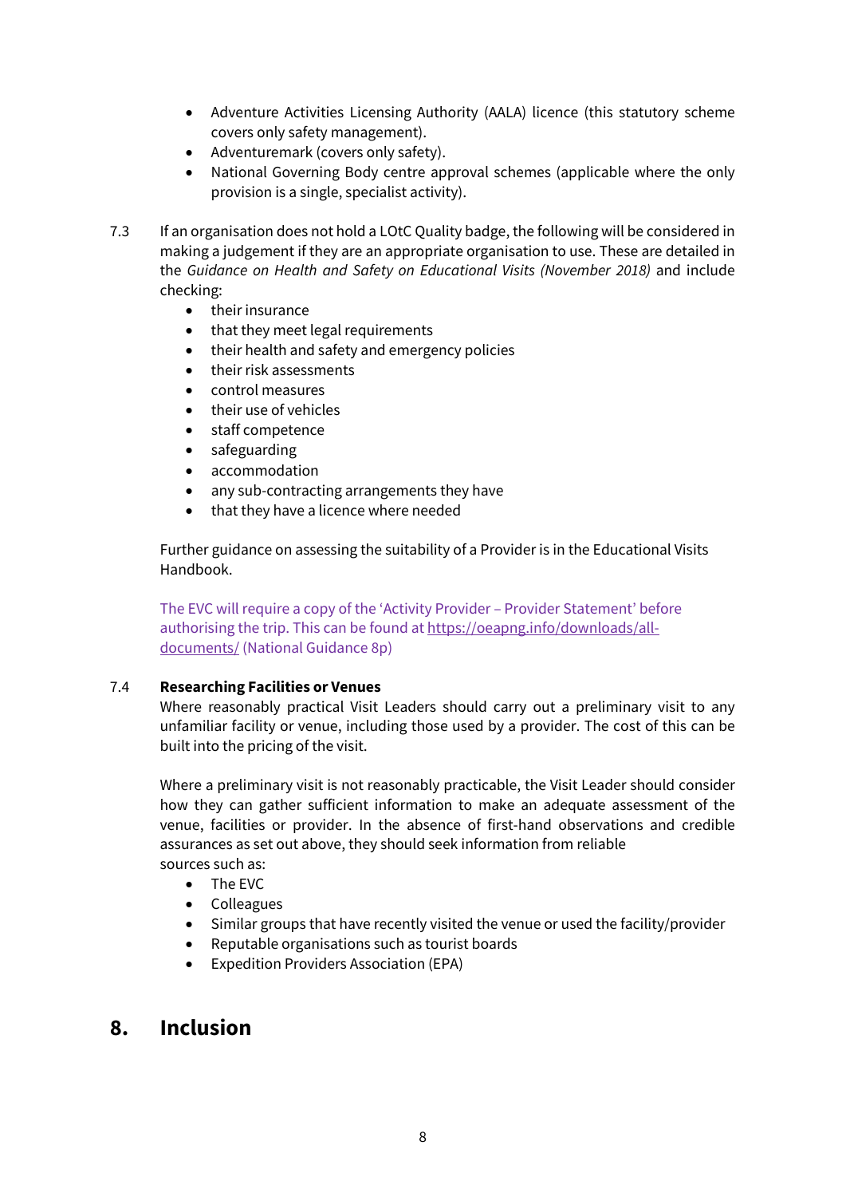- Adventure Activities Licensing Authority (AALA) licence (this statutory scheme covers only safety management).
- Adventuremark (covers only safety).
- National Governing Body centre approval schemes (applicable where the only provision is a single, specialist activity).

7.3 If an organisation does not hold a LOtC Quality badge, the following will be considered in making a judgement if they are an appropriate organisation to use. These are detailed in the *Guidance on Health and Safety on Educational Visits (November 2018)* and include checking:

- their insurance
- that they meet legal requirements
- their health and safety and emergency policies
- their risk assessments
- control measures
- their use of vehicles
- staff competence
- safeguarding
- accommodation
- any sub-contracting arrangements they have
- that they have a licence where needed

Further guidance on assessing the suitability of a Provider is in the Educational Visits Handbook.

The EVC will require a copy of the 'Activity Provider – Provider Statement' before authorising the trip. This can be found at https://oeapng.info/downloads/all-documents/ (National Guidance 8p)

7.4 **Researching Facilities or Venues**

Where reasonably practical Visit Leaders should carry out a preliminary visit to any unfamiliar facility or venue, including those used by a provider. The cost of this can be built into the pricing of the visit.

Where a preliminary visit is not reasonably practicable, the Visit Leader should consider how they can gather sufficient information to make an adequate assessment of the venue, facilities or provider. In the absence of first-hand observations and credible assurances as set out above, they should seek information from reliable sources such as:

- The EVC
- Colleagues
- Similar groups that have recently visited the venue or used the facility/provider
- Reputable organisations such as tourist boards
- Expedition Providers Association (EPA)

## 8. Inclusion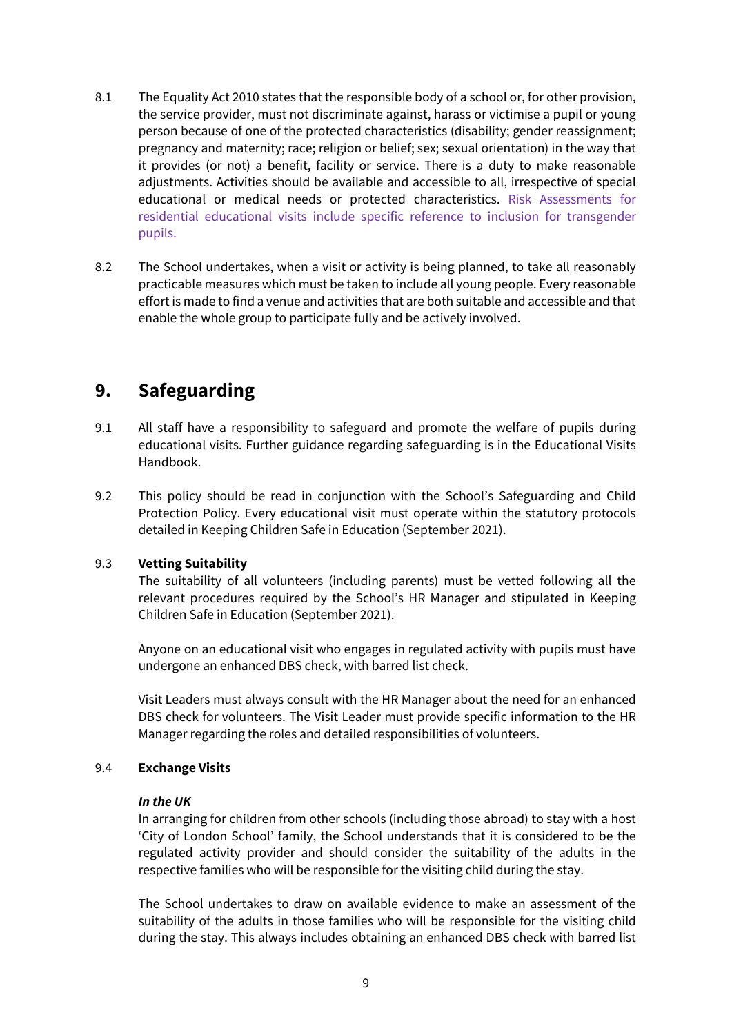8.1 The Equality Act 2010 states that the responsible body of a school or, for other provision, the service provider, must not discriminate against, harass or victimise a pupil or young person because of one of the protected characteristics (disability; gender reassignment; pregnancy and maternity; race; religion or belief; sex; sexual orientation) in the way that it provides (or not) a benefit, facility or service. There is a duty to make reasonable adjustments. Activities should be available and accessible to all, irrespective of special educational or medical needs or protected characteristics. Risk Assessments for residential educational visits include specific reference to inclusion for transgender pupils.

8.2 The School undertakes, when a visit or activity is being planned, to take all reasonably practicable measures which must be taken to include all young people. Every reasonable effort is made to find a venue and activities that are both suitable and accessible and that enable the whole group to participate fully and be actively involved.

## 9. Safeguarding

9.1 All staff have a responsibility to safeguard and promote the welfare of pupils during educational visits. Further guidance regarding safeguarding is in the Educational Visits Handbook.

9.2 This policy should be read in conjunction with the School's Safeguarding and Child Protection Policy. Every educational visit must operate within the statutory protocols detailed in Keeping Children Safe in Education (September 2021).

9.3 **Vetting Suitability**

The suitability of all volunteers (including parents) must be vetted following all the relevant procedures required by the School's HR Manager and stipulated in Keeping Children Safe in Education (September 2021).

Anyone on an educational visit who engages in regulated activity with pupils must have undergone an enhanced DBS check, with barred list check.

Visit Leaders must always consult with the HR Manager about the need for an enhanced DBS check for volunteers. The Visit Leader must provide specific information to the HR Manager regarding the roles and detailed responsibilities of volunteers.

9.4 **Exchange Visits**

***In the UK***

In arranging for children from other schools (including those abroad) to stay with a host 'City of London School' family, the School understands that it is considered to be the regulated activity provider and should consider the suitability of the adults in the respective families who will be responsible for the visiting child during the stay.

The School undertakes to draw on available evidence to make an assessment of the suitability of the adults in those families who will be responsible for the visiting child during the stay. This always includes obtaining an enhanced DBS check with barred list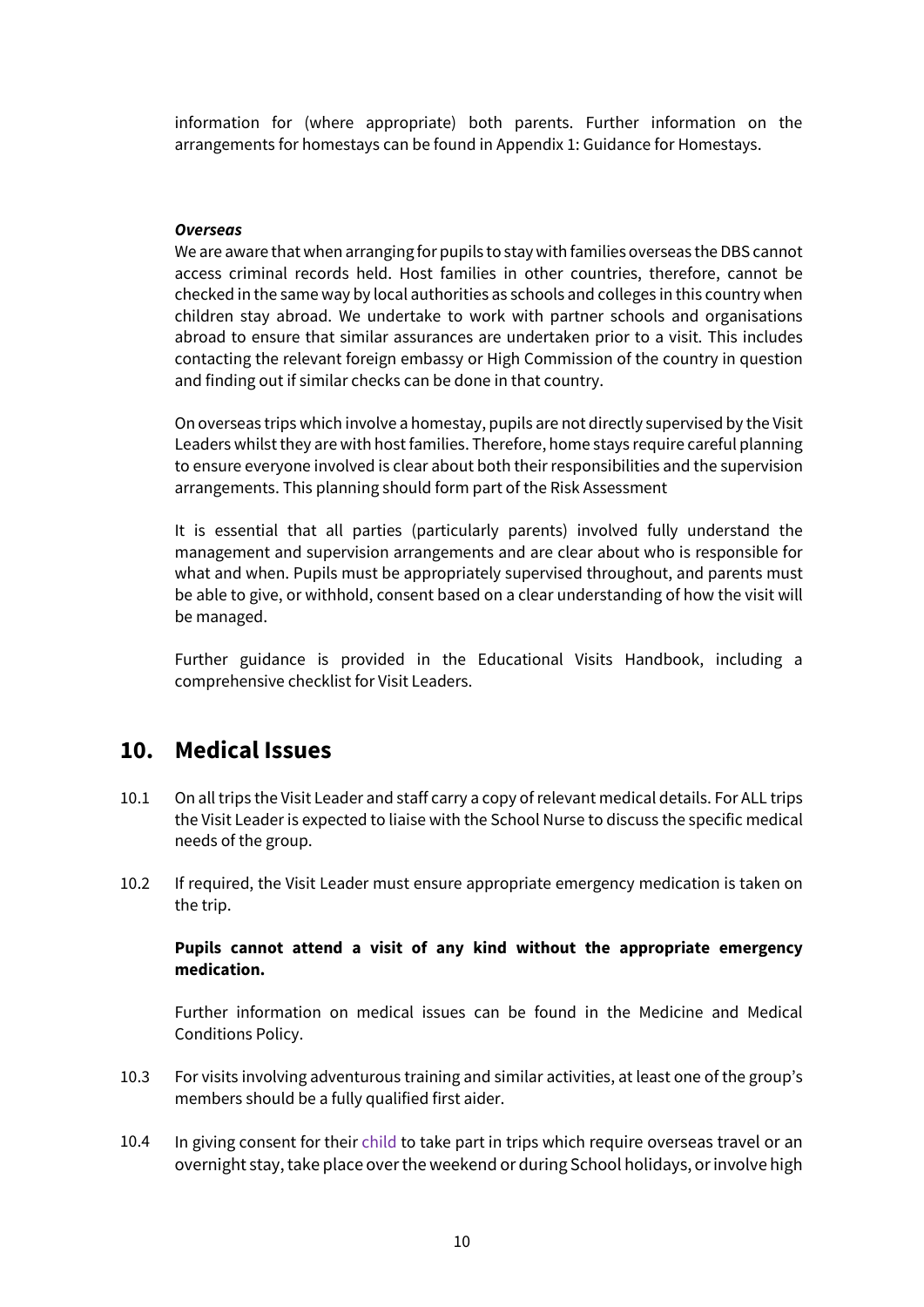information for (where appropriate) both parents. Further information on the arrangements for homestays can be found in Appendix 1: Guidance for Homestays.

***Overseas***

We are aware that when arranging for pupils to stay with families overseas the DBS cannot access criminal records held. Host families in other countries, therefore, cannot be checked in the same way by local authorities as schools and colleges in this country when children stay abroad. We undertake to work with partner schools and organisations abroad to ensure that similar assurances are undertaken prior to a visit. This includes contacting the relevant foreign embassy or High Commission of the country in question and finding out if similar checks can be done in that country.

On overseas trips which involve a homestay, pupils are not directly supervised by the Visit Leaders whilst they are with host families. Therefore, home stays require careful planning to ensure everyone involved is clear about both their responsibilities and the supervision arrangements. This planning should form part of the Risk Assessment

It is essential that all parties (particularly parents) involved fully understand the management and supervision arrangements and are clear about who is responsible for what and when. Pupils must be appropriately supervised throughout, and parents must be able to give, or withhold, consent based on a clear understanding of how the visit will be managed.

Further guidance is provided in the Educational Visits Handbook, including a comprehensive checklist for Visit Leaders.

## 10. Medical Issues

10.1 On all trips the Visit Leader and staff carry a copy of relevant medical details. For ALL trips the Visit Leader is expected to liaise with the School Nurse to discuss the specific medical needs of the group.

10.2 If required, the Visit Leader must ensure appropriate emergency medication is taken on the trip.

**Pupils cannot attend a visit of any kind without the appropriate emergency medication.**

Further information on medical issues can be found in the Medicine and Medical Conditions Policy.

10.3 For visits involving adventurous training and similar activities, at least one of the group's members should be a fully qualified first aider.

10.4 In giving consent for their child to take part in trips which require overseas travel or an overnight stay, take place over the weekend or during School holidays, or involve high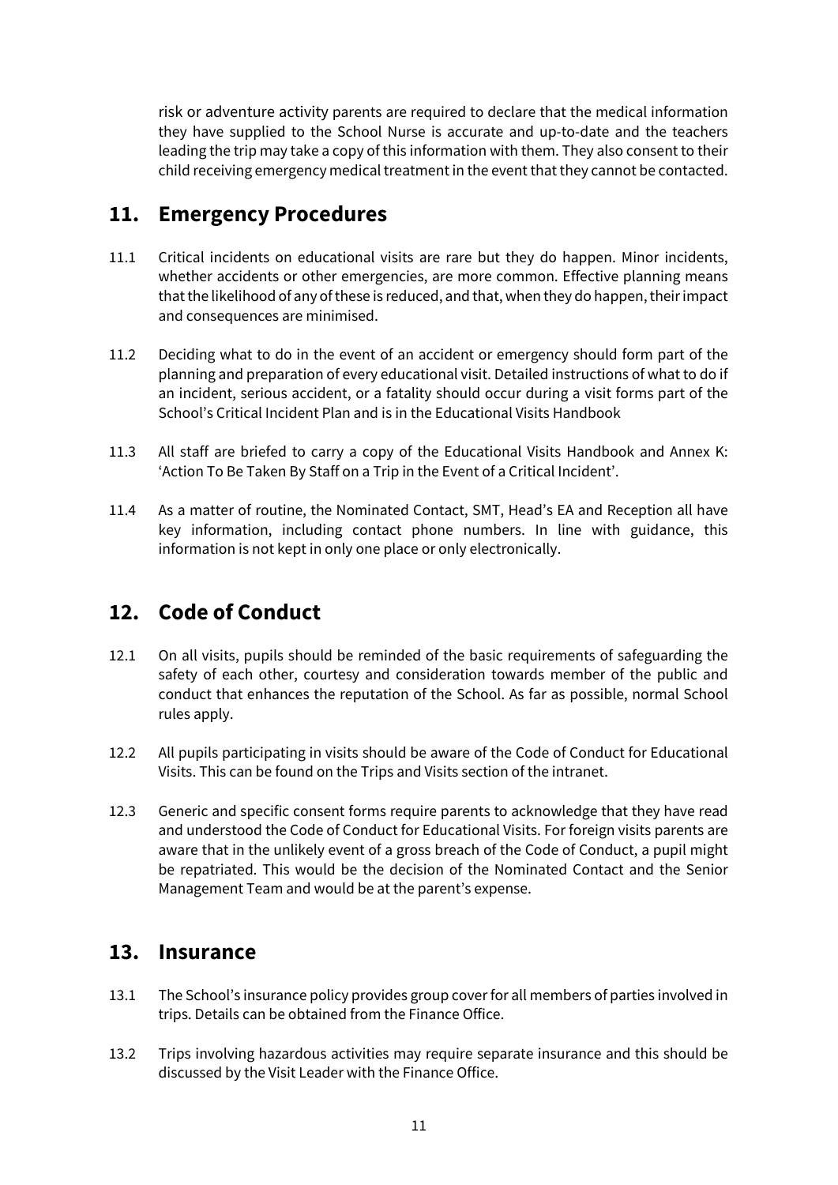risk or adventure activity parents are required to declare that the medical information they have supplied to the School Nurse is accurate and up-to-date and the teachers leading the trip may take a copy of this information with them. They also consent to their child receiving emergency medical treatment in the event that they cannot be contacted.

## 11. Emergency Procedures

11.1 Critical incidents on educational visits are rare but they do happen. Minor incidents, whether accidents or other emergencies, are more common. Effective planning means that the likelihood of any of these is reduced, and that, when they do happen, their impact and consequences are minimised.

11.2 Deciding what to do in the event of an accident or emergency should form part of the planning and preparation of every educational visit. Detailed instructions of what to do if an incident, serious accident, or a fatality should occur during a visit forms part of the School's Critical Incident Plan and is in the Educational Visits Handbook

11.3 All staff are briefed to carry a copy of the Educational Visits Handbook and Annex K: 'Action To Be Taken By Staff on a Trip in the Event of a Critical Incident'.

11.4 As a matter of routine, the Nominated Contact, SMT, Head's EA and Reception all have key information, including contact phone numbers. In line with guidance, this information is not kept in only one place or only electronically.

## 12. Code of Conduct

12.1 On all visits, pupils should be reminded of the basic requirements of safeguarding the safety of each other, courtesy and consideration towards member of the public and conduct that enhances the reputation of the School. As far as possible, normal School rules apply.

12.2 All pupils participating in visits should be aware of the Code of Conduct for Educational Visits. This can be found on the Trips and Visits section of the intranet.

12.3 Generic and specific consent forms require parents to acknowledge that they have read and understood the Code of Conduct for Educational Visits. For foreign visits parents are aware that in the unlikely event of a gross breach of the Code of Conduct, a pupil might be repatriated. This would be the decision of the Nominated Contact and the Senior Management Team and would be at the parent's expense.

## 13. Insurance

13.1 The School's insurance policy provides group cover for all members of parties involved in trips. Details can be obtained from the Finance Office.

13.2 Trips involving hazardous activities may require separate insurance and this should be discussed by the Visit Leader with the Finance Office.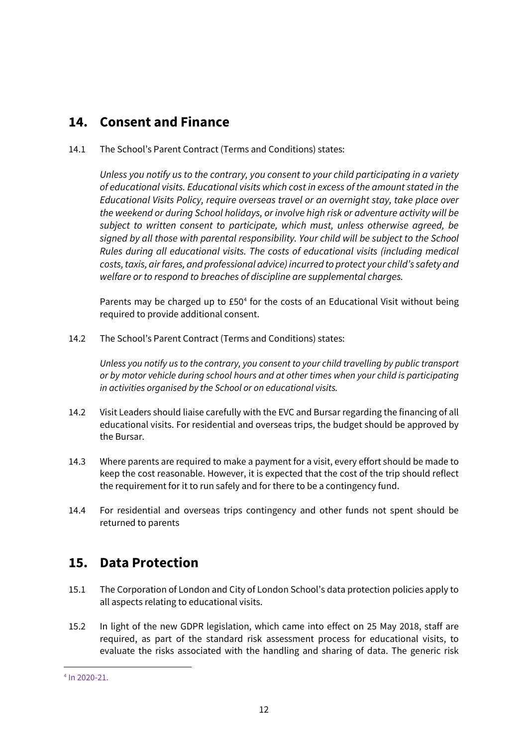## 14. Consent and Finance

14.1 The School's Parent Contract (Terms and Conditions) states:

*Unless you notify us to the contrary, you consent to your child participating in a variety of educational visits. Educational visits which cost in excess of the amount stated in the Educational Visits Policy, require overseas travel or an overnight stay, take place over the weekend or during School holidays, or involve high risk or adventure activity will be subject to written consent to participate, which must, unless otherwise agreed, be signed by all those with parental responsibility. Your child will be subject to the School Rules during all educational visits. The costs of educational visits (including medical costs, taxis, air fares, and professional advice) incurred to protect your child's safety and welfare or to respond to breaches of discipline are supplemental charges.*

Parents may be charged up to £50[4] for the costs of an Educational Visit without being required to provide additional consent.

14.2 The School's Parent Contract (Terms and Conditions) states:

*Unless you notify us to the contrary, you consent to your child travelling by public transport or by motor vehicle during school hours and at other times when your child is participating in activities organised by the School or on educational visits.*

14.2 Visit Leaders should liaise carefully with the EVC and Bursar regarding the financing of all educational visits. For residential and overseas trips, the budget should be approved by the Bursar.

14.3 Where parents are required to make a payment for a visit, every effort should be made to keep the cost reasonable. However, it is expected that the cost of the trip should reflect the requirement for it to run safely and for there to be a contingency fund.

14.4 For residential and overseas trips contingency and other funds not spent should be returned to parents

## 15. Data Protection

15.1 The Corporation of London and City of London School's data protection policies apply to all aspects relating to educational visits.

15.2 In light of the new GDPR legislation, which came into effect on 25 May 2018, staff are required, as part of the standard risk assessment process for educational visits, to evaluate the risks associated with the handling and sharing of data. The generic risk

[4] In 2020-21.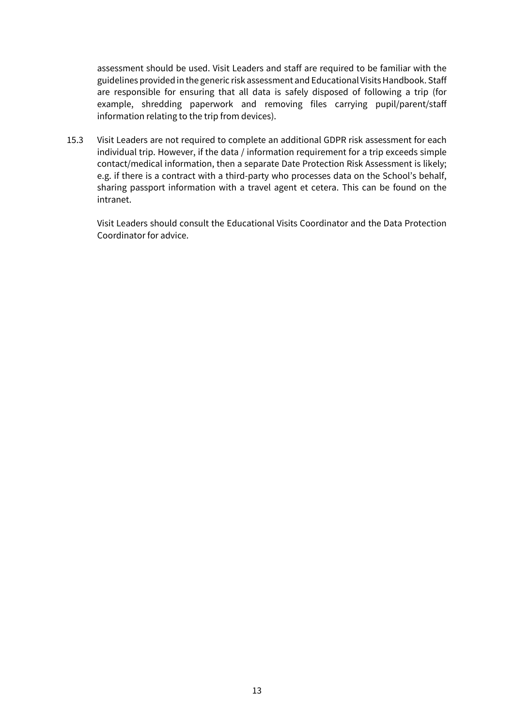assessment should be used. Visit Leaders and staff are required to be familiar with the guidelines provided in the generic risk assessment and Educational Visits Handbook. Staff are responsible for ensuring that all data is safely disposed of following a trip (for example, shredding paperwork and removing files carrying pupil/parent/staff information relating to the trip from devices).

15.3 Visit Leaders are not required to complete an additional GDPR risk assessment for each individual trip. However, if the data / information requirement for a trip exceeds simple contact/medical information, then a separate Date Protection Risk Assessment is likely; e.g. if there is a contract with a third-party who processes data on the School's behalf, sharing passport information with a travel agent et cetera. This can be found on the intranet.

Visit Leaders should consult the Educational Visits Coordinator and the Data Protection Coordinator for advice.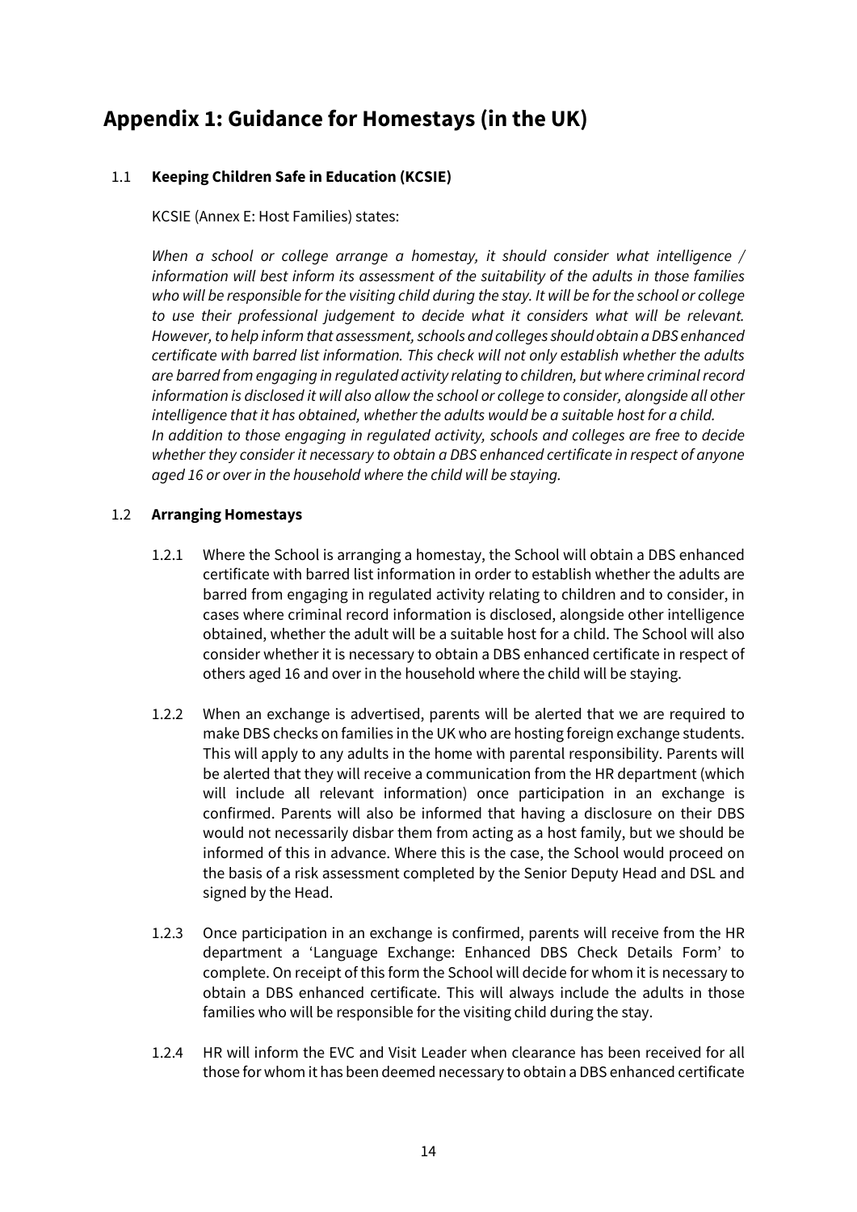# Appendix 1: Guidance for Homestays (in the UK)

1.1 **Keeping Children Safe in Education (KCSIE)**

KCSIE (Annex E: Host Families) states:

*When a school or college arrange a homestay, it should consider what intelligence / information will best inform its assessment of the suitability of the adults in those families who will be responsible for the visiting child during the stay. It will be for the school or college to use their professional judgement to decide what it considers what will be relevant. However, to help inform that assessment, schools and colleges should obtain a DBS enhanced certificate with barred list information. This check will not only establish whether the adults are barred from engaging in regulated activity relating to children, but where criminal record information is disclosed it will also allow the school or college to consider, alongside all other intelligence that it has obtained, whether the adults would be a suitable host for a child.*
*In addition to those engaging in regulated activity, schools and colleges are free to decide whether they consider it necessary to obtain a DBS enhanced certificate in respect of anyone aged 16 or over in the household where the child will be staying.*

1.2 **Arranging Homestays**

1.2.1 Where the School is arranging a homestay, the School will obtain a DBS enhanced certificate with barred list information in order to establish whether the adults are barred from engaging in regulated activity relating to children and to consider, in cases where criminal record information is disclosed, alongside other intelligence obtained, whether the adult will be a suitable host for a child. The School will also consider whether it is necessary to obtain a DBS enhanced certificate in respect of others aged 16 and over in the household where the child will be staying.

1.2.2 When an exchange is advertised, parents will be alerted that we are required to make DBS checks on families in the UK who are hosting foreign exchange students. This will apply to any adults in the home with parental responsibility. Parents will be alerted that they will receive a communication from the HR department (which will include all relevant information) once participation in an exchange is confirmed. Parents will also be informed that having a disclosure on their DBS would not necessarily disbar them from acting as a host family, but we should be informed of this in advance. Where this is the case, the School would proceed on the basis of a risk assessment completed by the Senior Deputy Head and DSL and signed by the Head.

1.2.3 Once participation in an exchange is confirmed, parents will receive from the HR department a 'Language Exchange: Enhanced DBS Check Details Form' to complete. On receipt of this form the School will decide for whom it is necessary to obtain a DBS enhanced certificate. This will always include the adults in those families who will be responsible for the visiting child during the stay.

1.2.4 HR will inform the EVC and Visit Leader when clearance has been received for all those for whom it has been deemed necessary to obtain a DBS enhanced certificate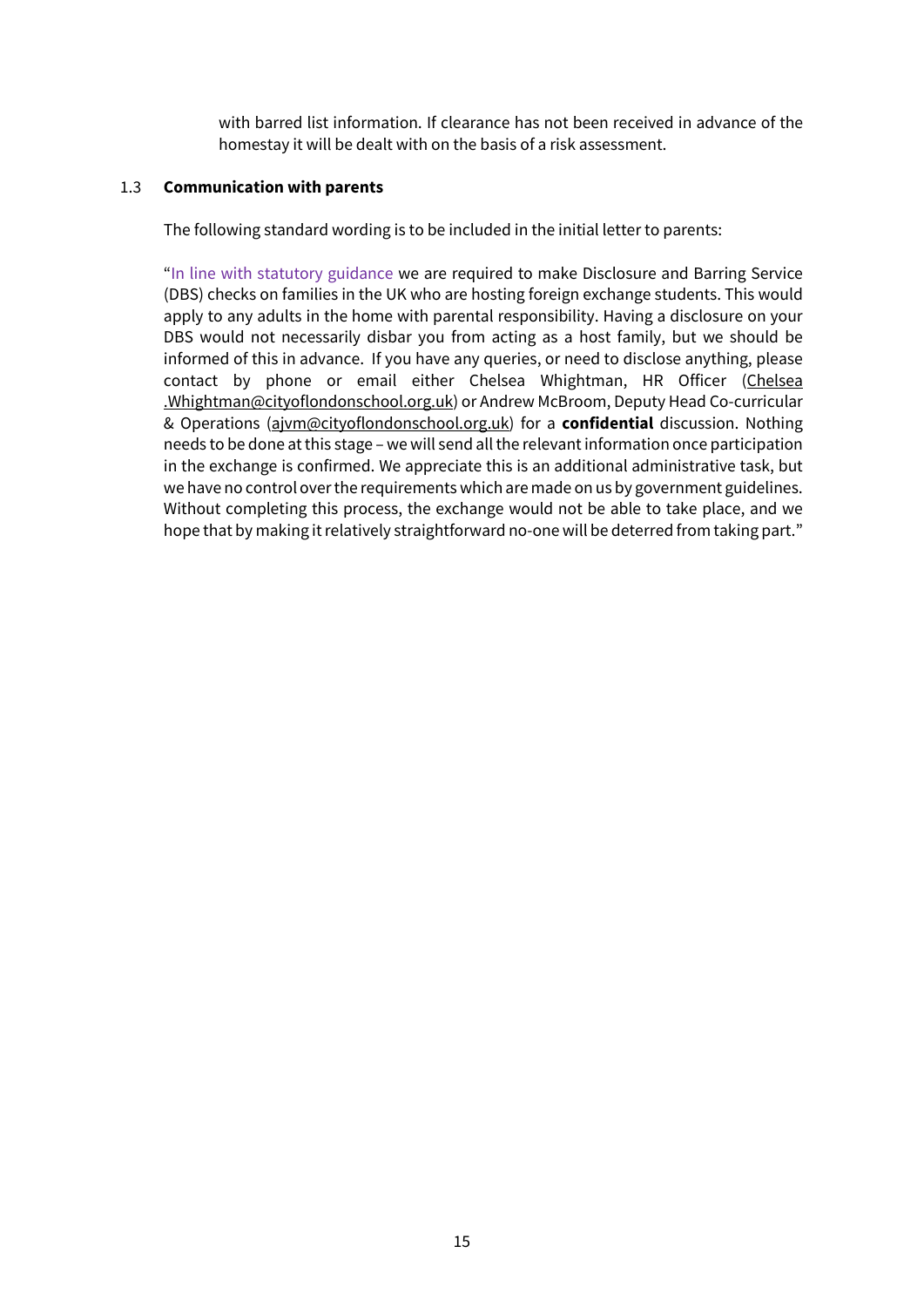with barred list information. If clearance has not been received in advance of the homestay it will be dealt with on the basis of a risk assessment.

### 1.3 Communication with parents

The following standard wording is to be included in the initial letter to parents:

"In line with statutory guidance we are required to make Disclosure and Barring Service (DBS) checks on families in the UK who are hosting foreign exchange students. This would apply to any adults in the home with parental responsibility. Having a disclosure on your DBS would not necessarily disbar you from acting as a host family, but we should be informed of this in advance. If you have any queries, or need to disclose anything, please contact by phone or email either Chelsea Whightman, HR Officer (Chelsea.Whightman@cityoflondonschool.org.uk) or Andrew McBroom, Deputy Head Co-curricular & Operations (ajvm@cityoflondonschool.org.uk) for a **confidential** discussion. Nothing needs to be done at this stage – we will send all the relevant information once participation in the exchange is confirmed. We appreciate this is an additional administrative task, but we have no control over the requirements which are made on us by government guidelines. Without completing this process, the exchange would not be able to take place, and we hope that by making it relatively straightforward no-one will be deterred from taking part."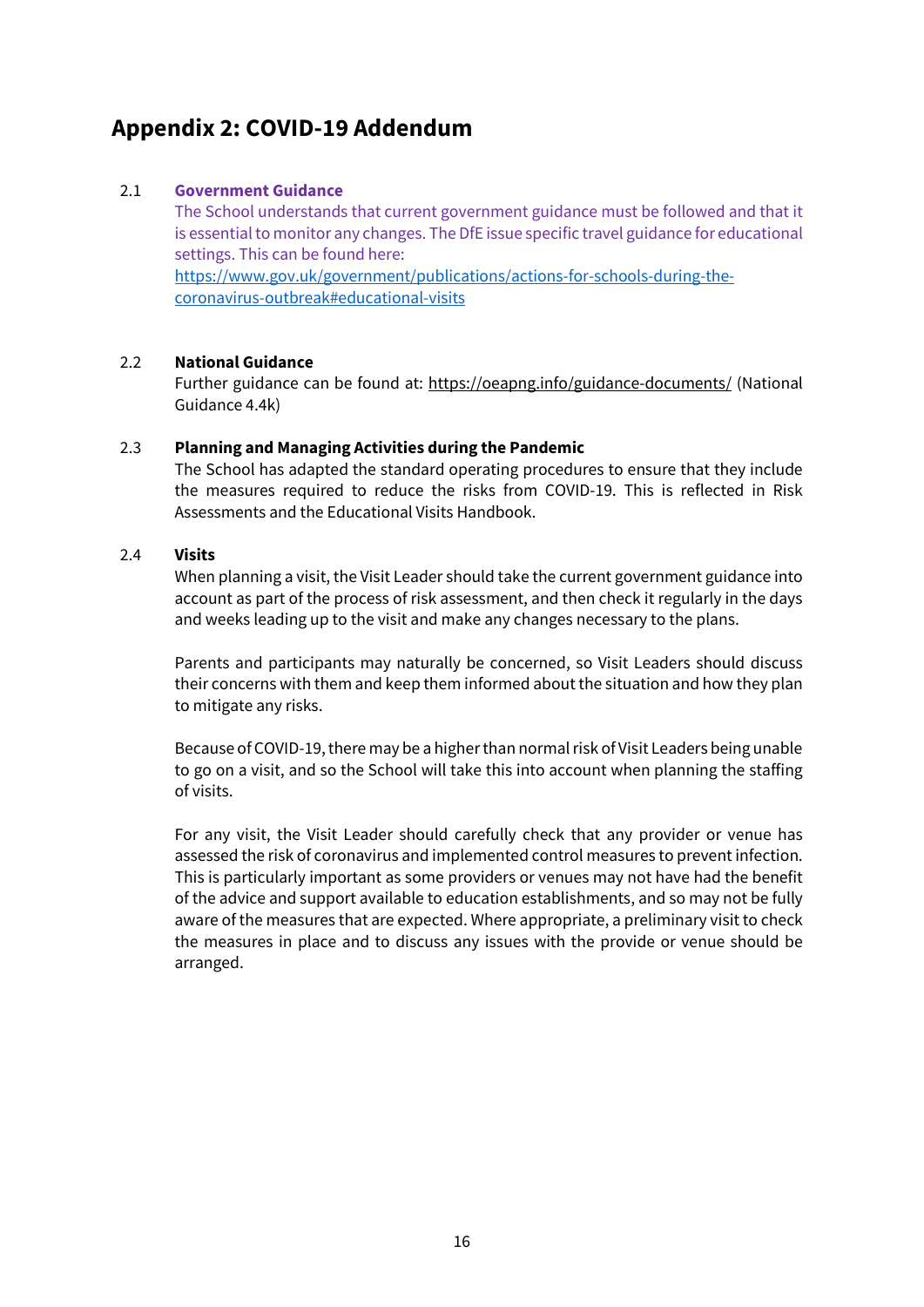# Appendix 2: COVID-19 Addendum

2.1 **Government Guidance**

The School understands that current government guidance must be followed and that it is essential to monitor any changes. The DfE issue specific travel guidance for educational settings. This can be found here: https://www.gov.uk/government/publications/actions-for-schools-during-the-coronavirus-outbreak#educational-visits

2.2 **National Guidance**

Further guidance can be found at: https://oeapng.info/guidance-documents/ (National Guidance 4.4k)

2.3 **Planning and Managing Activities during the Pandemic**

The School has adapted the standard operating procedures to ensure that they include the measures required to reduce the risks from COVID-19. This is reflected in Risk Assessments and the Educational Visits Handbook.

2.4 **Visits**

When planning a visit, the Visit Leader should take the current government guidance into account as part of the process of risk assessment, and then check it regularly in the days and weeks leading up to the visit and make any changes necessary to the plans.

Parents and participants may naturally be concerned, so Visit Leaders should discuss their concerns with them and keep them informed about the situation and how they plan to mitigate any risks.

Because of COVID-19, there may be a higher than normal risk of Visit Leaders being unable to go on a visit, and so the School will take this into account when planning the staffing of visits.

For any visit, the Visit Leader should carefully check that any provider or venue has assessed the risk of coronavirus and implemented control measures to prevent infection. This is particularly important as some providers or venues may not have had the benefit of the advice and support available to education establishments, and so may not be fully aware of the measures that are expected. Where appropriate, a preliminary visit to check the measures in place and to discuss any issues with the provide or venue should be arranged.